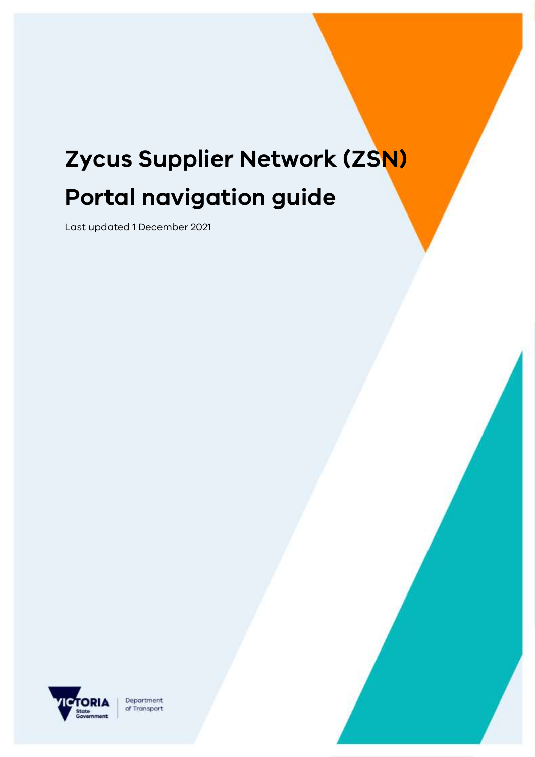# Zycus Supplier Network (ZSN) Portal navigation guide

Last updated 1 December 2021

VICTORIA State Government | Department of Transport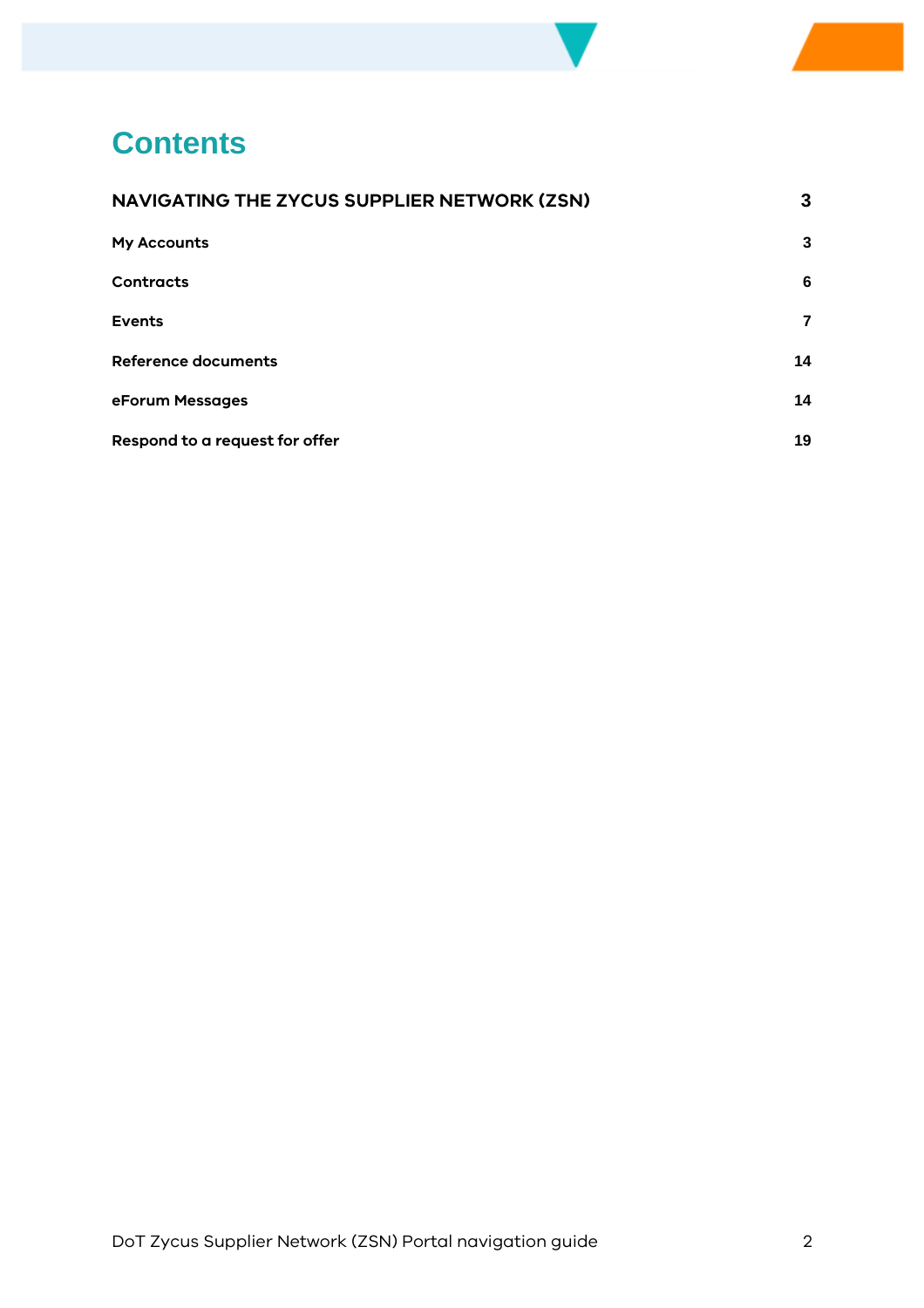# Contents

| | |
|---|---|
| **NAVIGATING THE ZYCUS SUPPLIER NETWORK (ZSN)** | **3** |
| **My Accounts** | **3** |
| **Contracts** | **6** |
| **Events** | **7** |
| **Reference documents** | **14** |
| **eForum Messages** | **14** |
| **Respond to a request for offer** | **19** |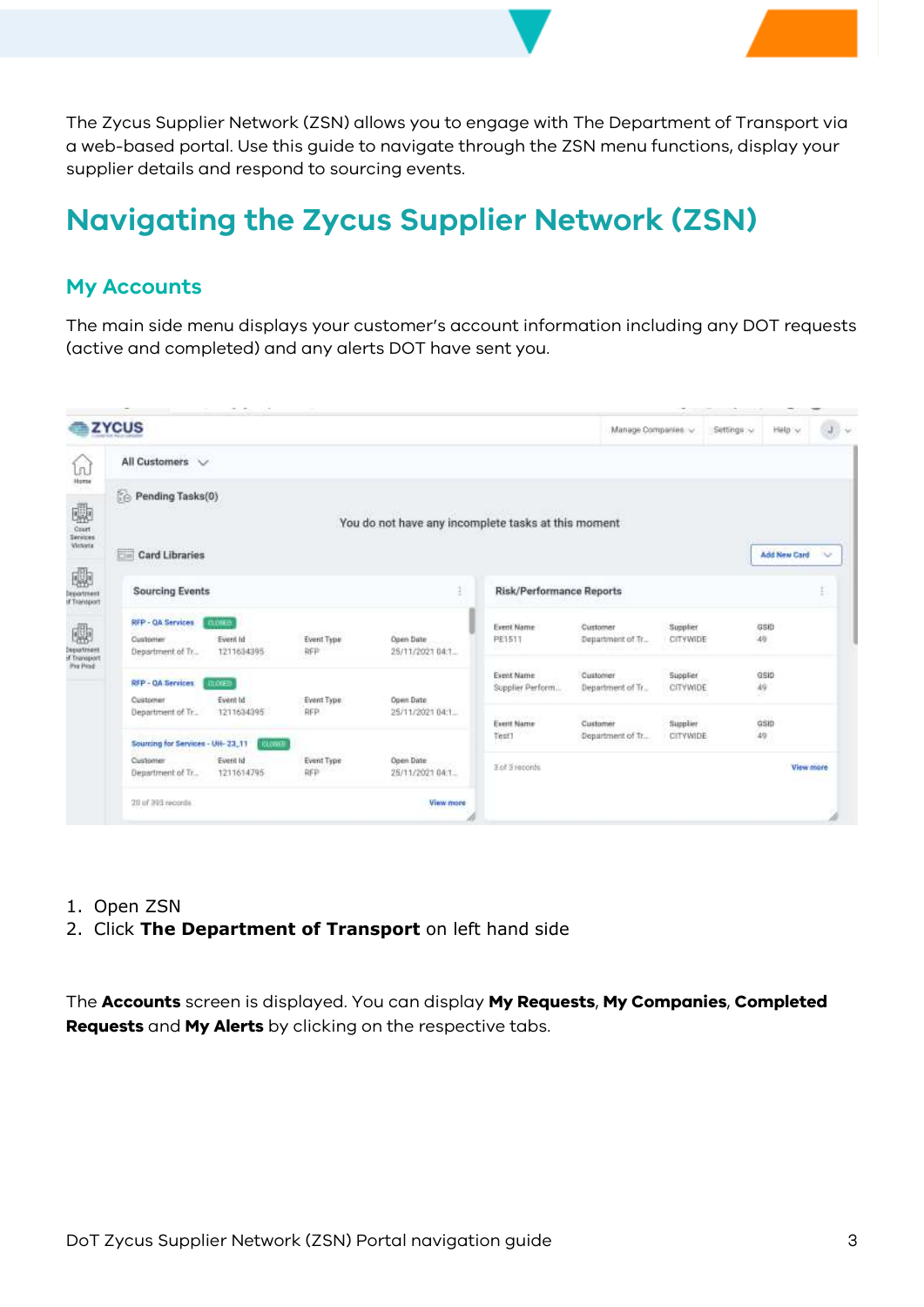The Zycus Supplier Network (ZSN) allows you to engage with The Department of Transport via a web-based portal. Use this guide to navigate through the ZSN menu functions, display your supplier details and respond to sourcing events.

# Navigating the Zycus Supplier Network (ZSN)

## My Accounts

The main side menu displays your customer's account information including any DOT requests (active and completed) and any alerts DOT have sent you.

1. Open ZSN
2. Click **The Department of Transport** on left hand side

The **Accounts** screen is displayed. You can display **My Requests**, **My Companies**, **Completed Requests** and **My Alerts** by clicking on the respective tabs.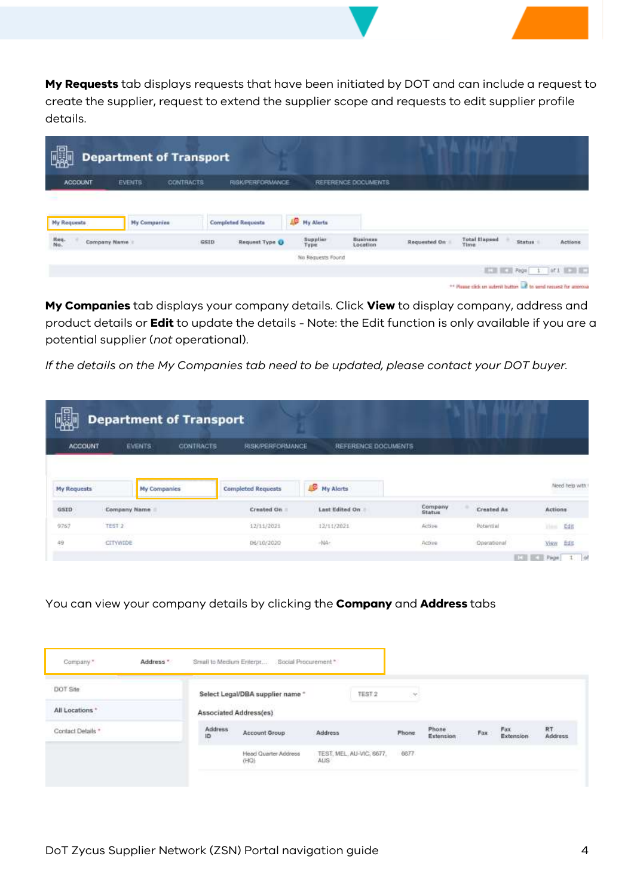**My Requests** tab displays requests that have been initiated by DOT and can include a request to create the supplier, request to extend the supplier scope and requests to edit supplier profile details.

**My Companies** tab displays your company details. Click **View** to display company, address and product details or **Edit** to update the details - Note: the Edit function is only available if you are a potential supplier (*not* operational).

*If the details on the My Companies tab need to be updated, please contact your DOT buyer.*

You can view your company details by clicking the **Company** and **Address** tabs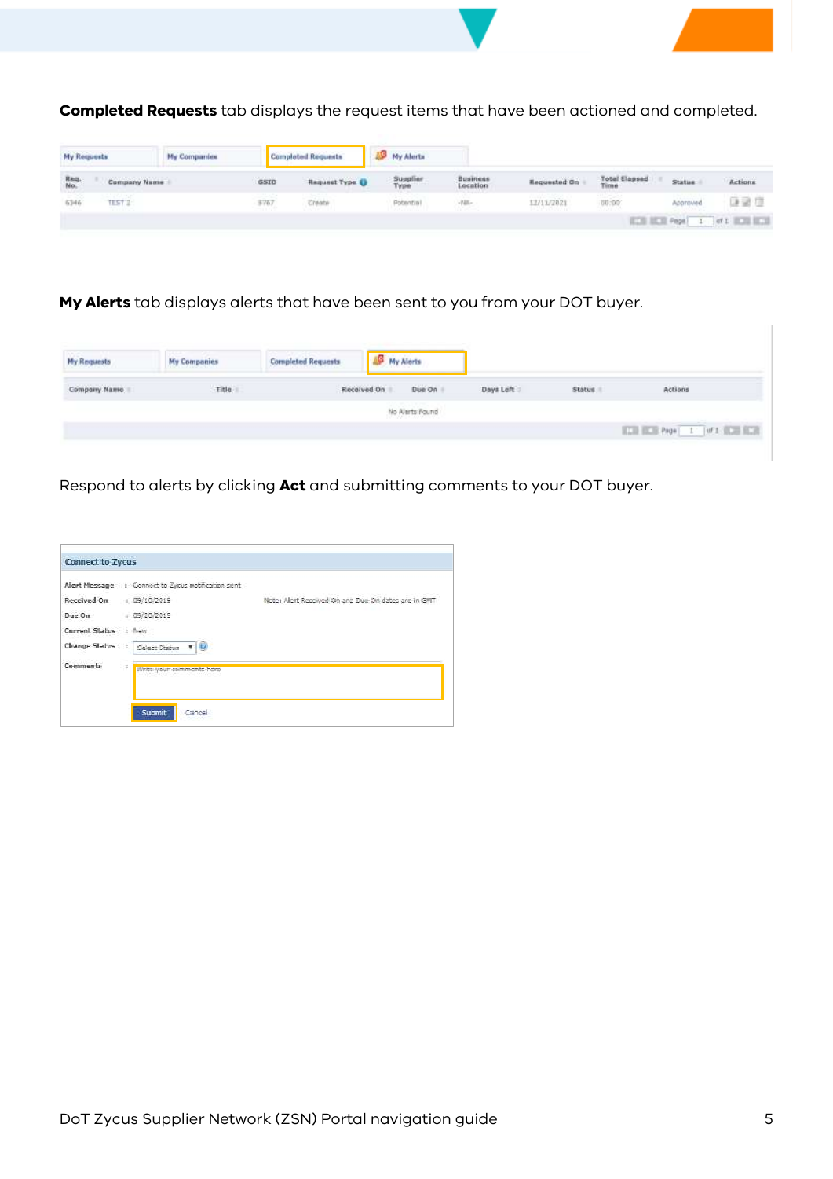**Completed Requests** tab displays the request items that have been actioned and completed.

| Req. No. | Company Name | GSID | Request Type | Supplier Type | Business Location | Requested On | Total Elapsed Time | Status | Actions |
|---|---|---|---|---|---|---|---|---|---|
| 6346 | TEST 2 | 9767 | Create | Potential | -NA- | 12/11/2021 | 00:00 | Approved | |

**My Alerts** tab displays alerts that have been sent to you from your DOT buyer.

| Company Name | Title | Received On | Due On | Days Left | Status | Actions |
|---|---|---|---|---|---|---|
| No Alerts Found | | | | | | |

Respond to alerts by clicking **Act** and submitting comments to your DOT buyer.

Connect to Zycus

- Alert Message : Connect to Zycus notification sent
- Received On : 09/10/2019
- Due On : 09/20/2019
- Current Status : New
- Change Status : Select Status
- Comments : Write your comments here

Note: Alert Received On and Due On dates are in GMT

Submit Cancel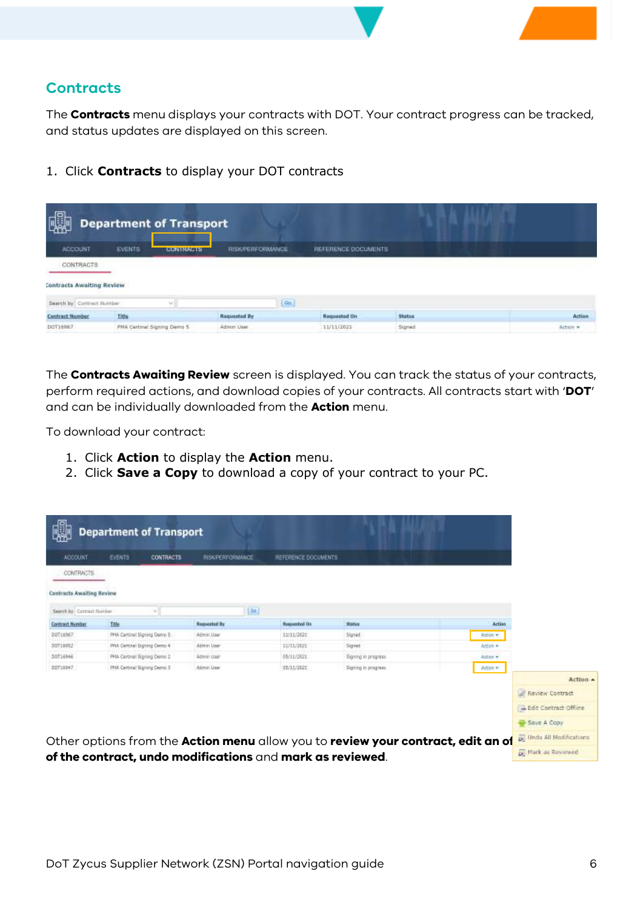## Contracts

The **Contracts** menu displays your contracts with DOT. Your contract progress can be tracked, and status updates are displayed on this screen.

1. Click **Contracts** to display your DOT contracts

The **Contracts Awaiting Review** screen is displayed. You can track the status of your contracts, perform required actions, and download copies of your contracts. All contracts start with '**DOT**' and can be individually downloaded from the **Action** menu.

To download your contract:

1. Click **Action** to display the **Action** menu.
2. Click **Save a Copy** to download a copy of your contract to your PC.

Other options from the **Action menu** allow you to **review your contract, edit an offline version of the contract, undo modifications** and **mark as reviewed**.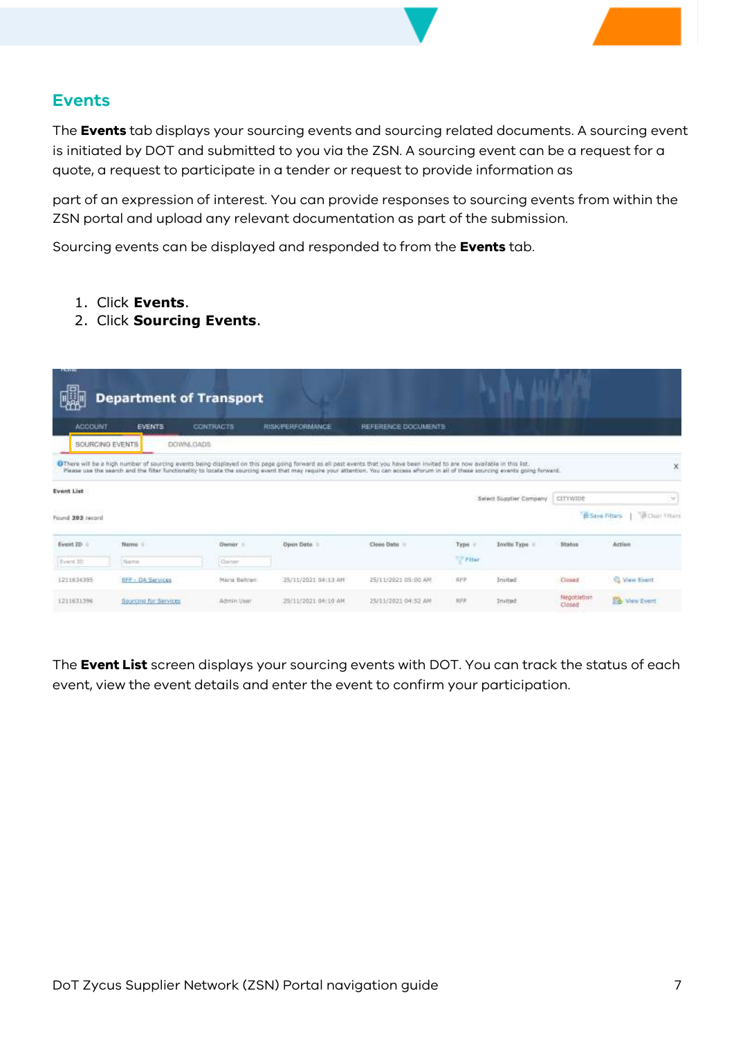## Events

The **Events** tab displays your sourcing events and sourcing related documents. A sourcing event is initiated by DOT and submitted to you via the ZSN. A sourcing event can be a request for a quote, a request to participate in a tender or request to provide information as

part of an expression of interest. You can provide responses to sourcing events from within the ZSN portal and upload any relevant documentation as part of the submission.

Sourcing events can be displayed and responded to from the **Events** tab.

1. Click **Events**.
2. Click **Sourcing Events**.

The **Event List** screen displays your sourcing events with DOT. You can track the status of each event, view the event details and enter the event to confirm your participation.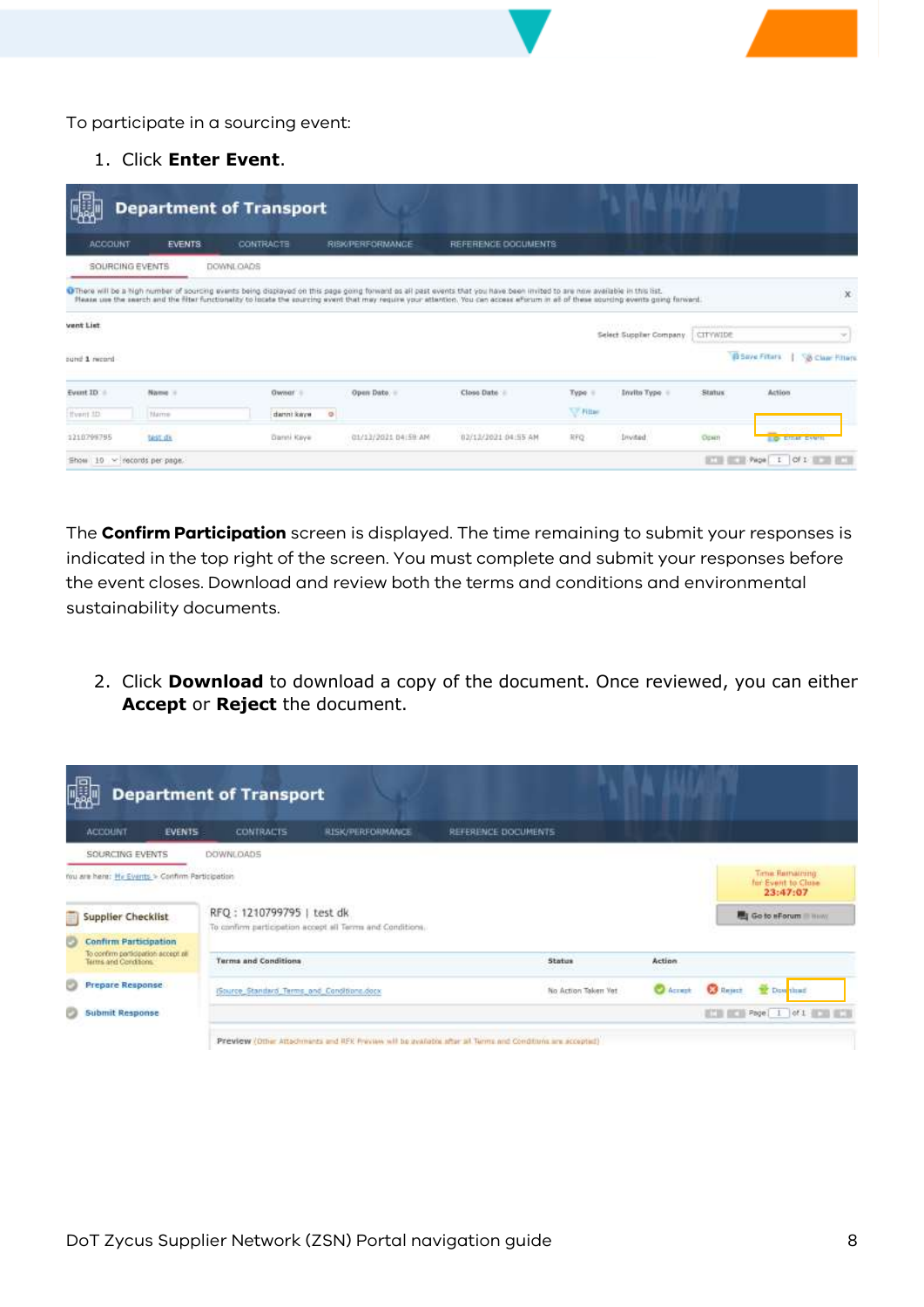To participate in a sourcing event:

1. Click **Enter Event**.

The **Confirm Participation** screen is displayed. The time remaining to submit your responses is indicated in the top right of the screen. You must complete and submit your responses before the event closes. Download and review both the terms and conditions and environmental sustainability documents.

2. Click **Download** to download a copy of the document. Once reviewed, you can either **Accept** or **Reject** the document.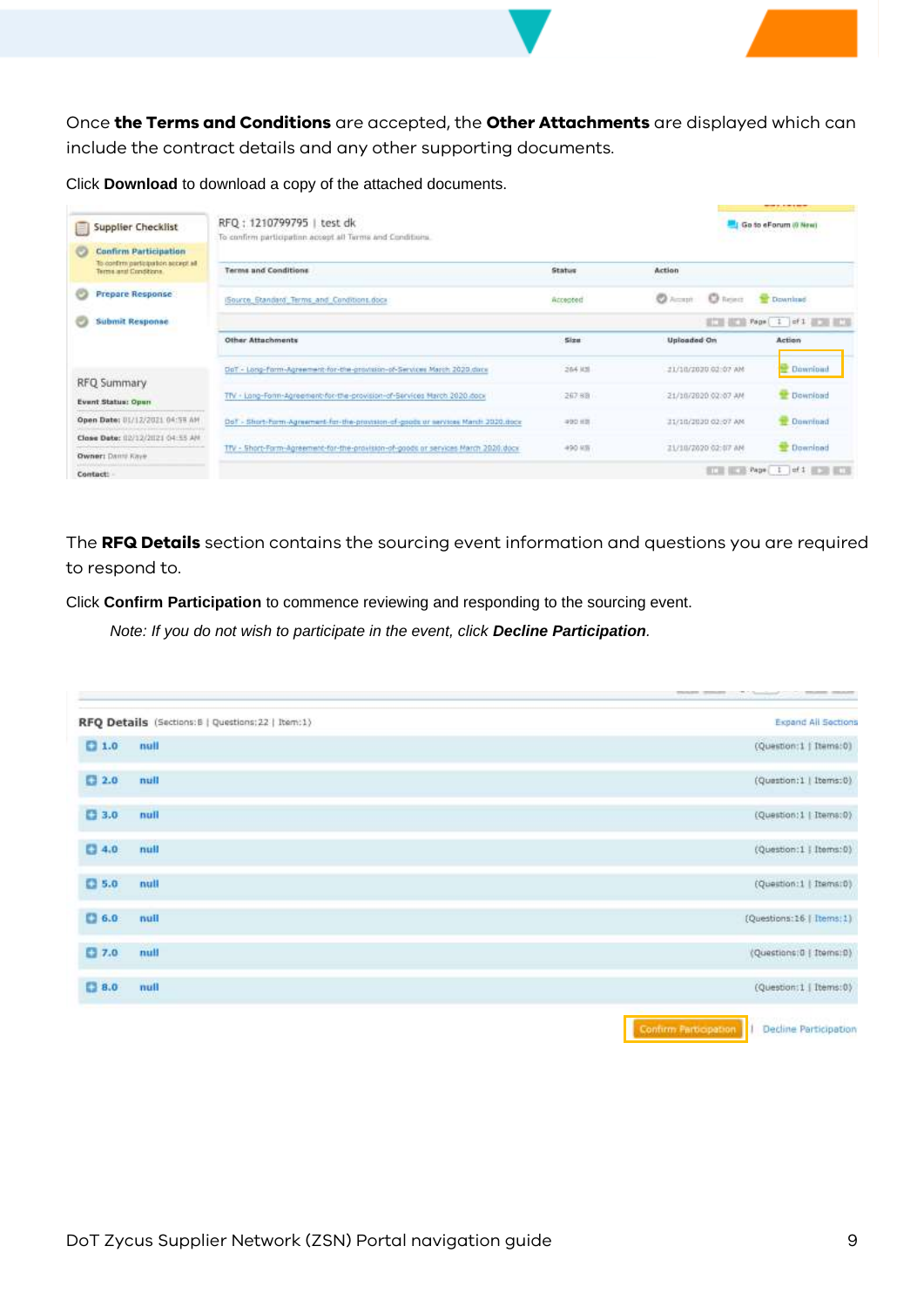Once **the Terms and Conditions** are accepted, the **Other Attachments** are displayed which can include the contract details and any other supporting documents.

Click **Download** to download a copy of the attached documents.

The **RFQ Details** section contains the sourcing event information and questions you are required to respond to.

Click **Confirm Participation** to commence reviewing and responding to the sourcing event.

> *Note: If you do not wish to participate in the event, click **Decline Participation**.*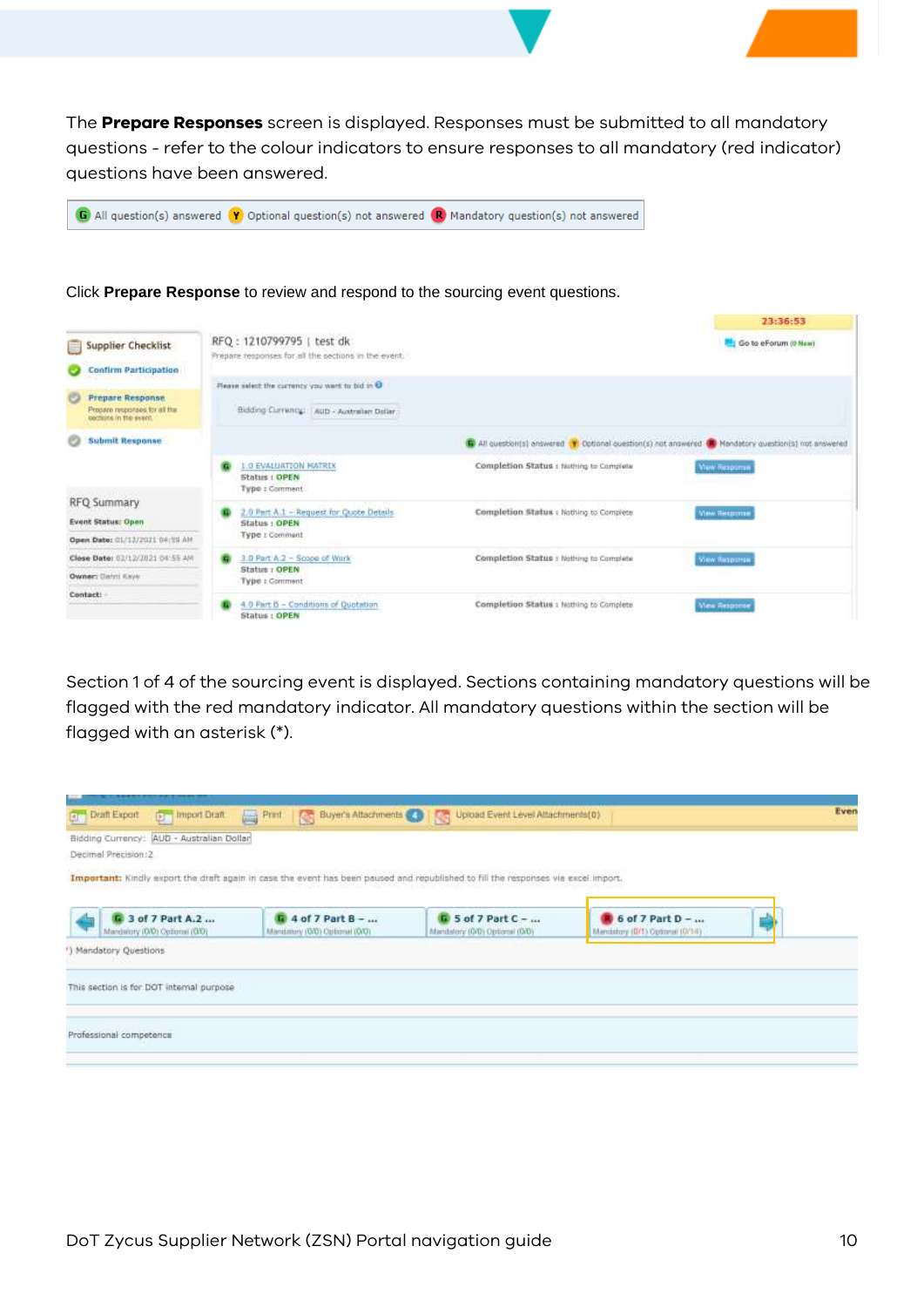The **Prepare Responses** screen is displayed. Responses must be submitted to all mandatory questions - refer to the colour indicators to ensure responses to all mandatory (red indicator) questions have been answered.

Click **Prepare Response** to review and respond to the sourcing event questions.

Section 1 of 4 of the sourcing event is displayed. Sections containing mandatory questions will be flagged with the red mandatory indicator. All mandatory questions within the section will be flagged with an asterisk (*).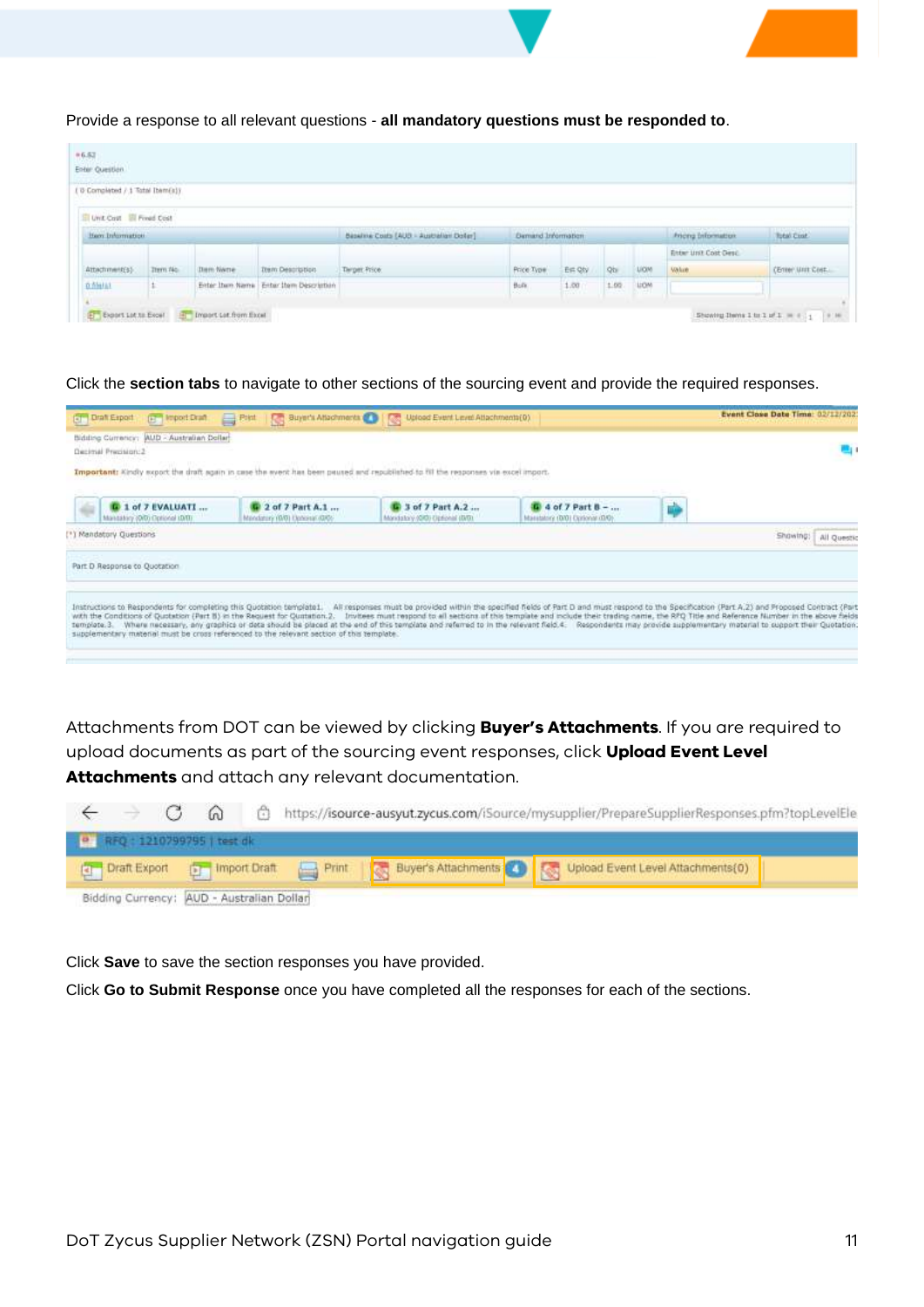Provide a response to all relevant questions - **all mandatory questions must be responded to**.

Click the **section tabs** to navigate to other sections of the sourcing event and provide the required responses.

Attachments from DOT can be viewed by clicking **Buyer's Attachments**. If you are required to upload documents as part of the sourcing event responses, click **Upload Event Level Attachments** and attach any relevant documentation.

Click **Save** to save the section responses you have provided.

Click **Go to Submit Response** once you have completed all the responses for each of the sections.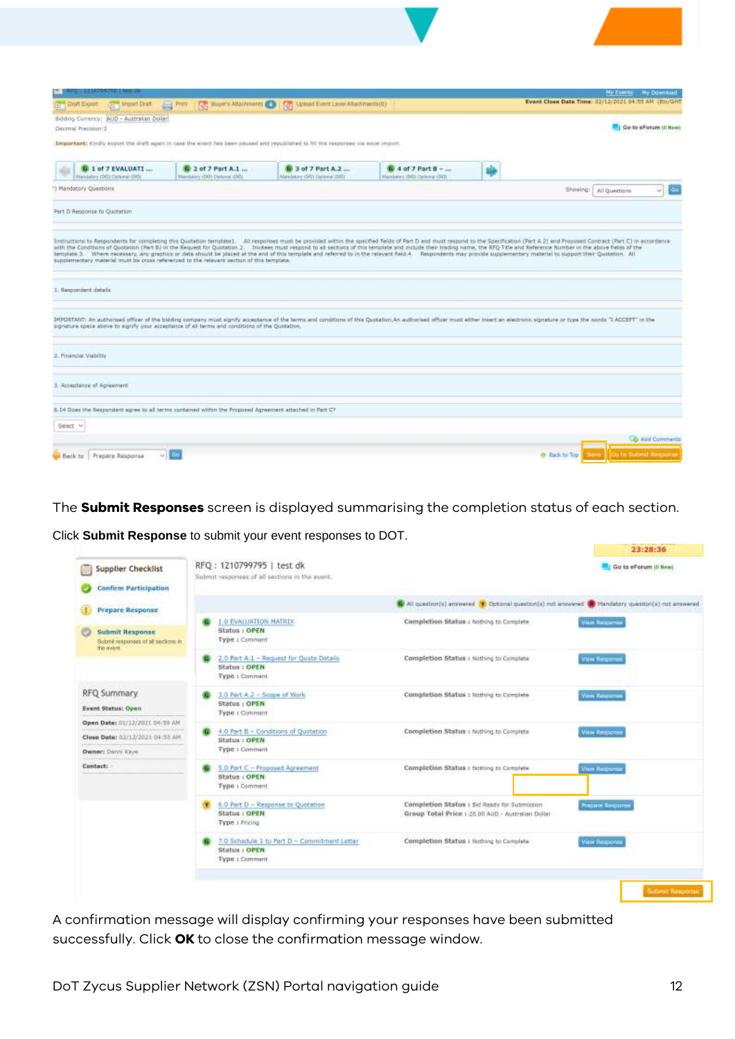The **Submit Responses** screen is displayed summarising the completion status of each section.

Click **Submit Response** to submit your event responses to DOT.

A confirmation message will display confirming your responses have been submitted successfully. Click **OK** to close the confirmation message window.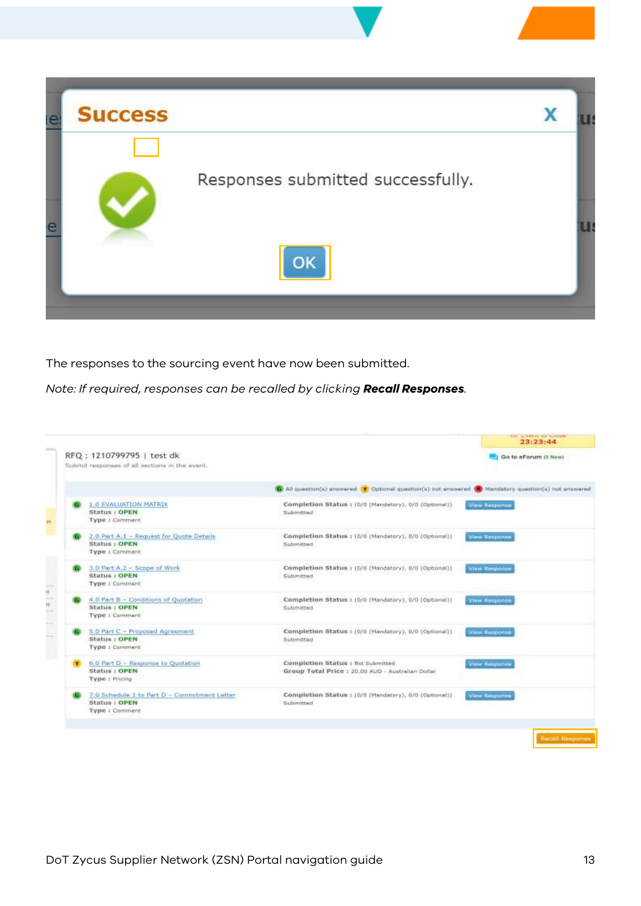The responses to the sourcing event have now been submitted.

*Note: If required, responses can be recalled by clicking **Recall Responses**.*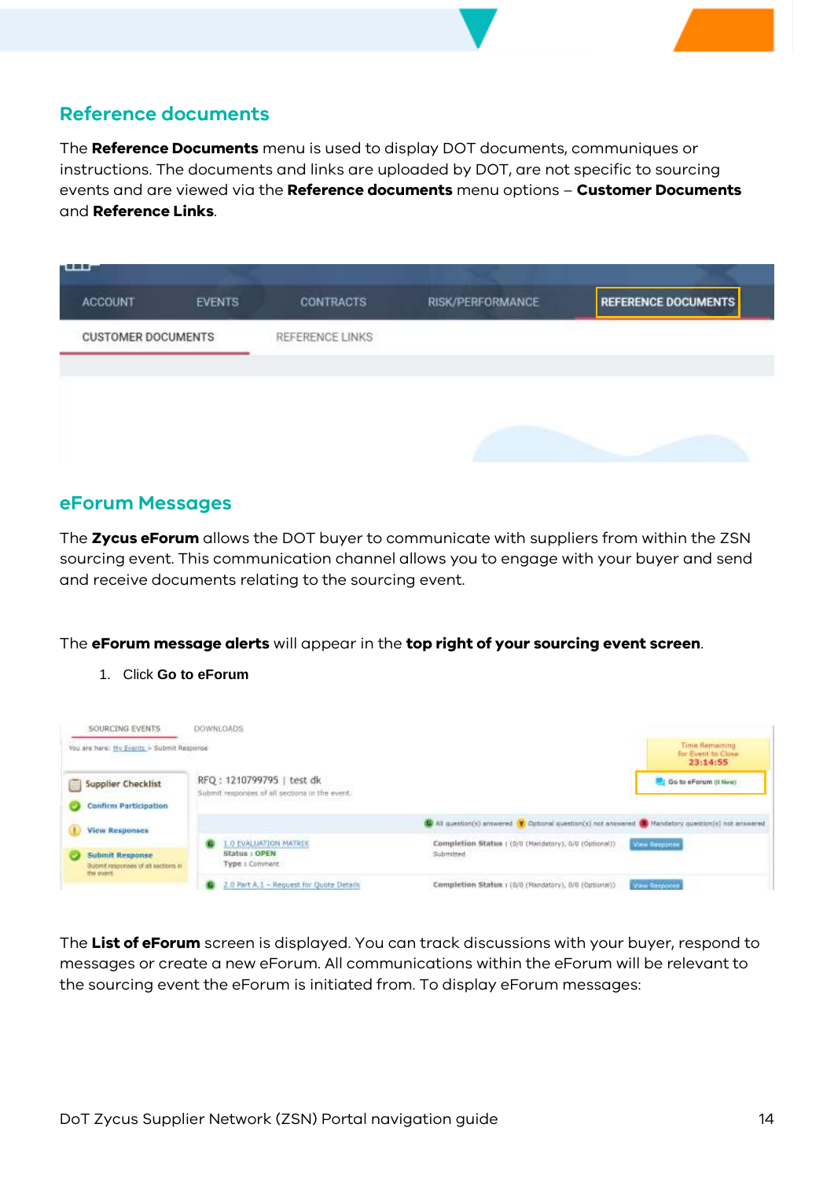## Reference documents

The **Reference Documents** menu is used to display DOT documents, communiques or instructions. The documents and links are uploaded by DOT, are not specific to sourcing events and are viewed via the **Reference documents** menu options – **Customer Documents** and **Reference Links**.

## eForum Messages

The **Zycus eForum** allows the DOT buyer to communicate with suppliers from within the ZSN sourcing event. This communication channel allows you to engage with your buyer and send and receive documents relating to the sourcing event.

The **eForum message alerts** will appear in the **top right of your sourcing event screen**.

1. Click **Go to eForum**

The **List of eForum** screen is displayed. You can track discussions with your buyer, respond to messages or create a new eForum. All communications within the eForum will be relevant to the sourcing event the eForum is initiated from. To display eForum messages: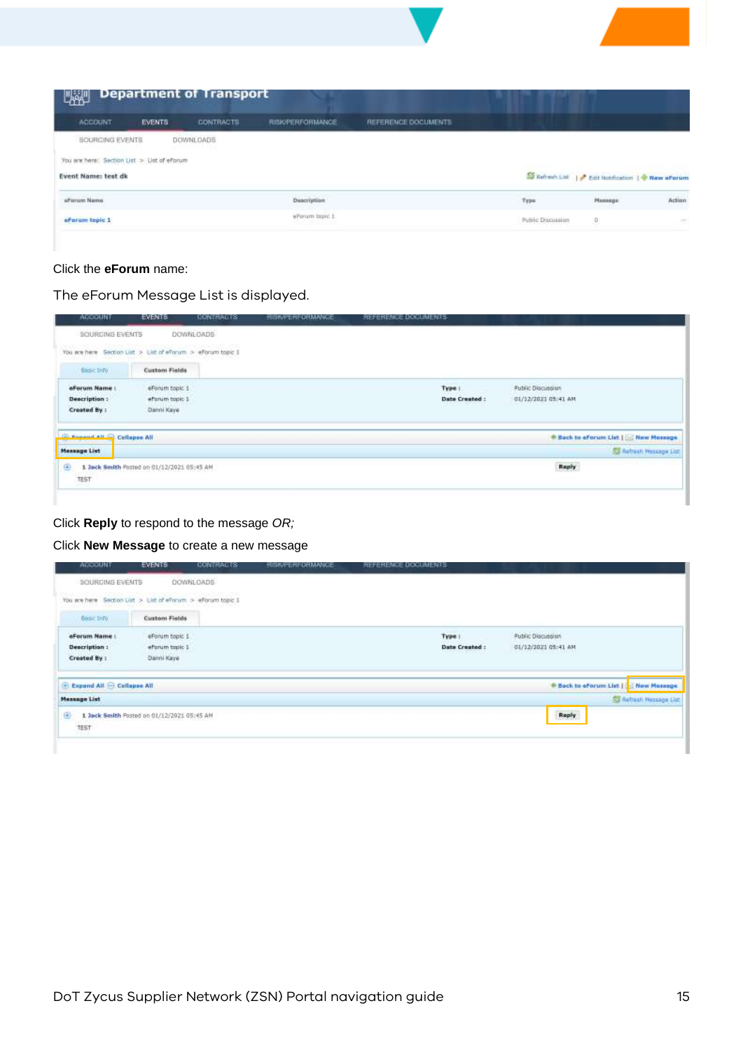Click the **eForum** name:

The eForum Message List is displayed.

Click **Reply** to respond to the message *OR;*

Click **New Message** to create a new message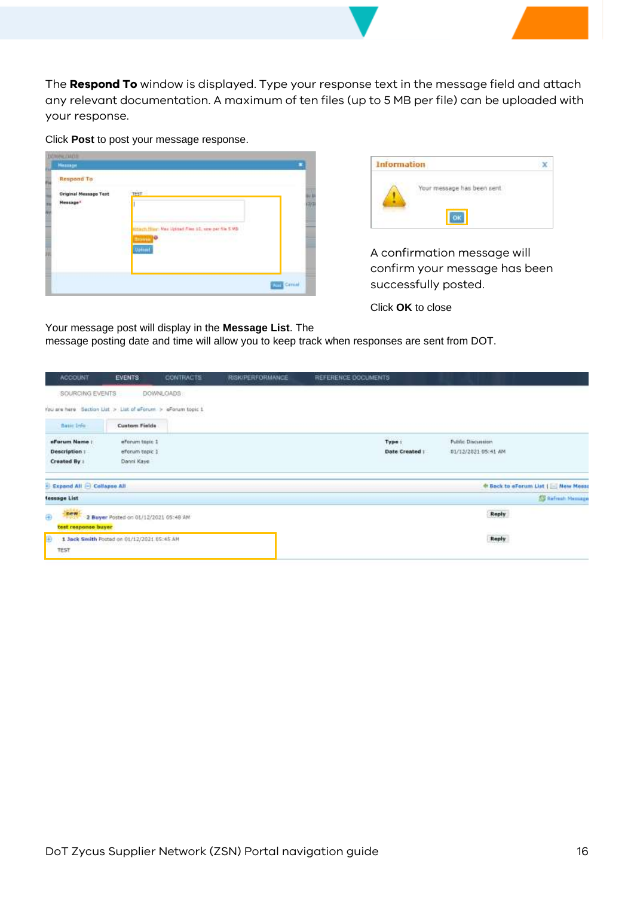The **Respond To** window is displayed. Type your response text in the message field and attach any relevant documentation. A maximum of ten files (up to 5 MB per file) can be uploaded with your response.

Click **Post** to post your message response.

A confirmation message will confirm your message has been successfully posted.

Click **OK** to close

Your message post will display in the **Message List**. The message posting date and time will allow you to keep track when responses are sent from DOT.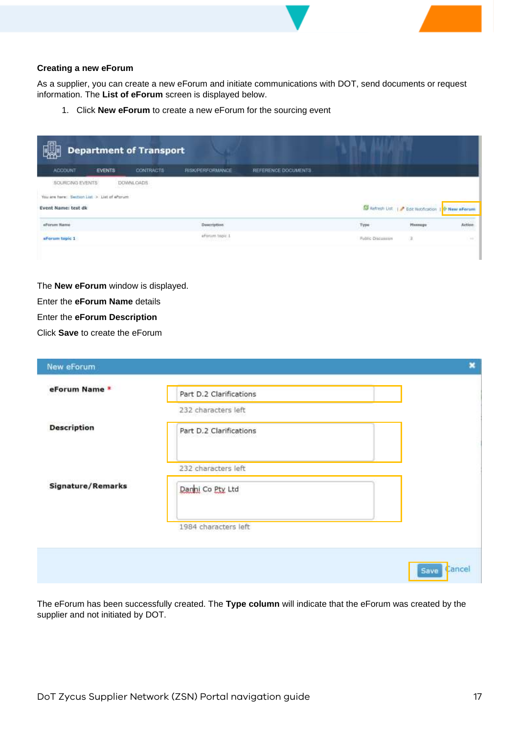**Creating a new eForum**

As a supplier, you can create a new eForum and initiate communications with DOT, send documents or request information. The **List of eForum** screen is displayed below.

1. Click **New eForum** to create a new eForum for the sourcing event

The **New eForum** window is displayed.

Enter the **eForum Name** details

Enter the **eForum Description**

Click **Save** to create the eForum

The eForum has been successfully created. The **Type column** will indicate that the eForum was created by the supplier and not initiated by DOT.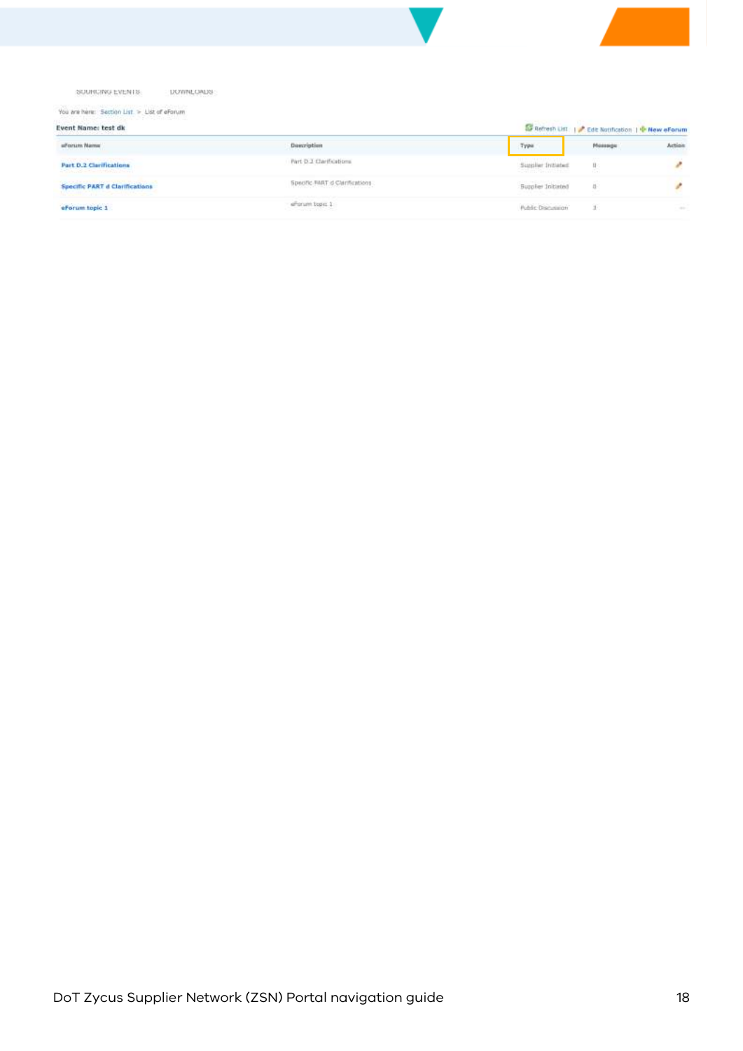SOURCING EVENTS DOWNLOADS

You are here: Section List > List of eForum

Event Name: test dk

Refresh List | Edit Notification | New eForum

| eForum Name | Description | Type | Message | Action |
|---|---|---|---|---|
| Part D.2 Clarifications | Part D.2 Clarifications | Supplier Initiated | 0 | |
| Specific PART d Clarifications | Specific PART d Clarifications | Supplier Initiated | 0 | |
| eForum topic 1 | eForum topic 1 | Public Discussion | 3 | -- |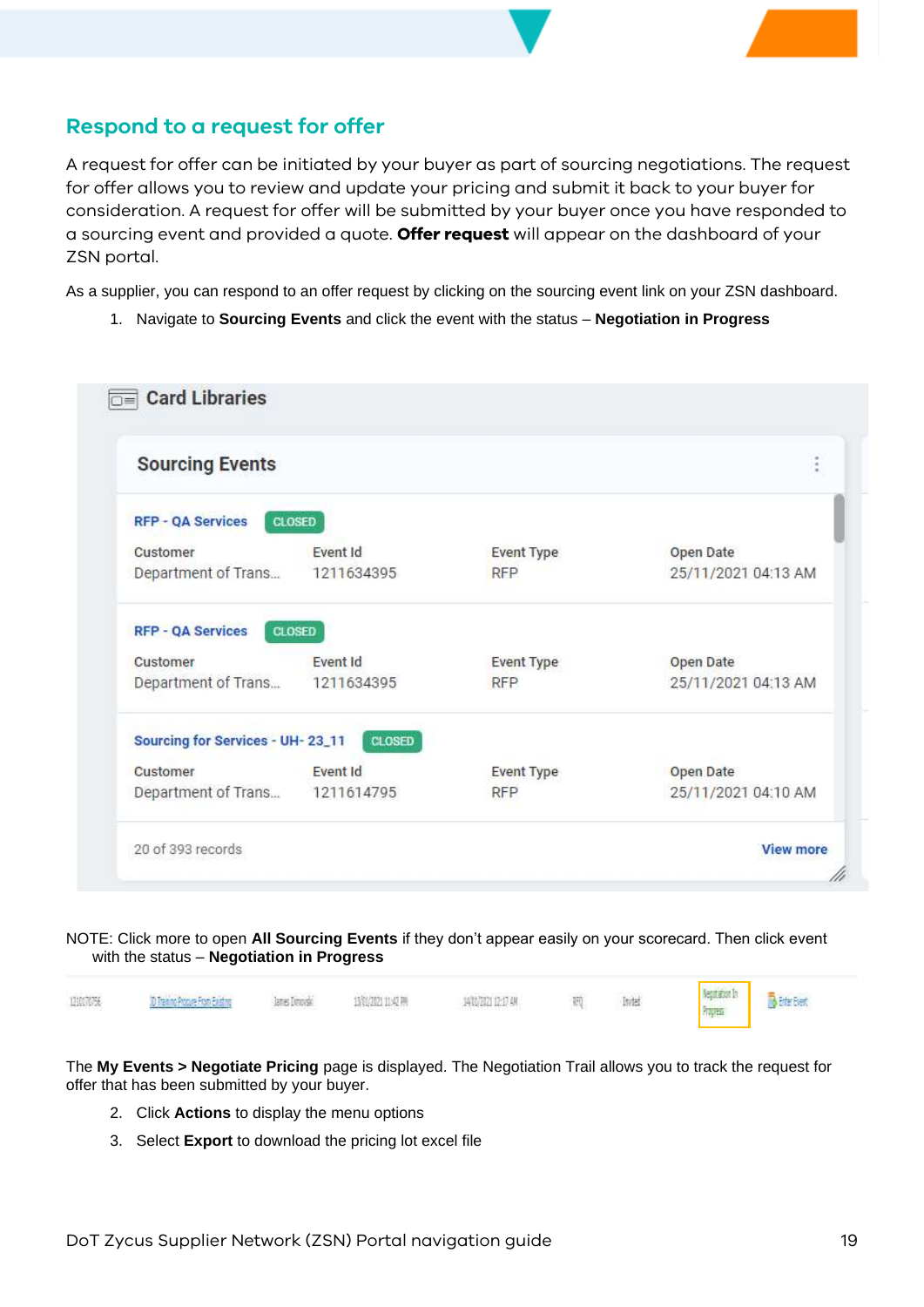## Respond to a request for offer

A request for offer can be initiated by your buyer as part of sourcing negotiations. The request for offer allows you to review and update your pricing and submit it back to your buyer for consideration. A request for offer will be submitted by your buyer once you have responded to a sourcing event and provided a quote. **Offer request** will appear on the dashboard of your ZSN portal.

As a supplier, you can respond to an offer request by clicking on the sourcing event link on your ZSN dashboard.

1. Navigate to **Sourcing Events** and click the event with the status – **Negotiation in Progress**

NOTE: Click more to open **All Sourcing Events** if they don't appear easily on your scorecard. Then click event with the status – **Negotiation in Progress**

The **My Events > Negotiate Pricing** page is displayed. The Negotiation Trail allows you to track the request for offer that has been submitted by your buyer.

2. Click **Actions** to display the menu options
3. Select **Export** to download the pricing lot excel file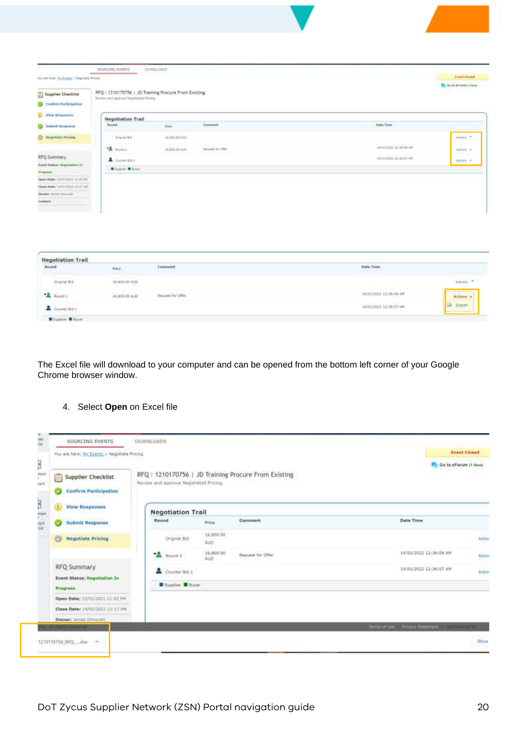The Excel file will download to your computer and can be opened from the bottom left corner of your Google Chrome browser window.

4. Select **Open** on Excel file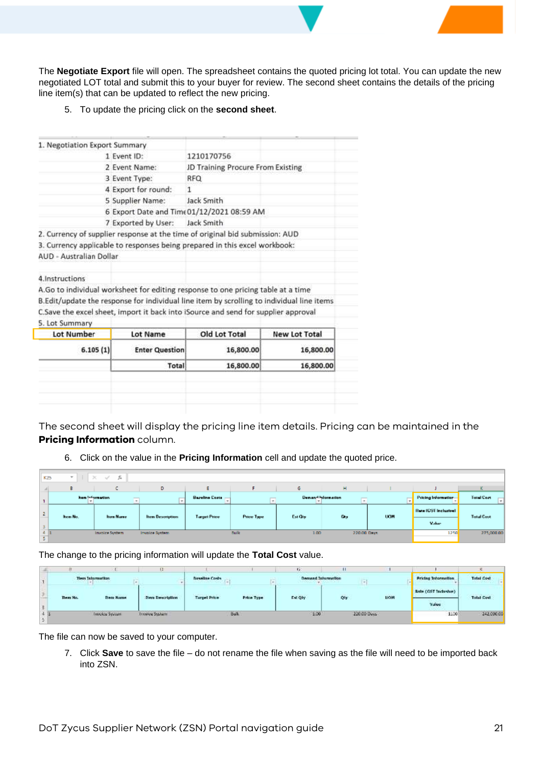The **Negotiate Export** file will open. The spreadsheet contains the quoted pricing lot total. You can update the new negotiated LOT total and submit this to your buyer for review. The second sheet contains the details of the pricing line item(s) that can be updated to reflect the new pricing.

5. To update the pricing click on the **second sheet**.

1. Negotiation Export Summary

| | | |
|---|---|---|
| 1 | Event ID: | 1210170756 |
| 2 | Event Name: | JD Training Procure From Existing |
| 3 | Event Type: | RFQ |
| 4 | Export for round: | 1 |
| 5 | Supplier Name: | Jack Smith |
| 6 | Export Date and Time | 01/12/2021 08:59 AM |
| 7 | Exported by User: | Jack Smith |

2. Currency of supplier response at the time of original bid submission: AUD
3. Currency applicable to responses being prepared in this excel workbook: AUD - Australian Dollar

4.Instructions
A.Go to individual worksheet for editing response to one pricing table at a time
B.Edit/update the response for individual line item by scrolling to individual line items
C.Save the excel sheet, import it back into iSource and send for supplier approval

5. Lot Summary

| Lot Number | Lot Name | Old Lot Total | New Lot Total |
|---|---|---|---|
| 6.105 (1) | Enter Question | 16,800.00 | 16,800.00 |
| | Total | 16,800.00 | 16,800.00 |

The second sheet will display the pricing line item details. Pricing can be maintained in the **Pricing Information** column.

6. Click on the value in the **Pricing Information** cell and update the quoted price.

| Item Information | | | Baseline Costs | | Demand Information | | | Pricing Information | Total Cost |
|---|---|---|---|---|---|---|---|---|---|
| Item No. | Item Name | Item Description | Target Price | Price Type | Est Qty | Qty | UOM | Rate (GST Inclusive) Value | Total Cost |
| 1 | Invoice System | Invoice System | | Bulk | 1.00 | 220.00 | Days | 1250 | 275,000.00 |

The change to the pricing information will update the **Total Cost** value.

| Item Information | | | Baseline Costs | | Demand Information | | | Pricing Information | Total Cost |
|---|---|---|---|---|---|---|---|---|---|
| Item No. | Item Name | Item Description | Target Price | Price Type | Est Qty | Qty | UOM | Rate (GST Inclusive) Value | Total Cost |
| 1 | Invoice System | Invoice System | | Bulk | 1.00 | 220.00 | Days | 1100 | 242,000.00 |

The file can now be saved to your computer.

7. Click **Save** to save the file – do not rename the file when saving as the file will need to be imported back into ZSN.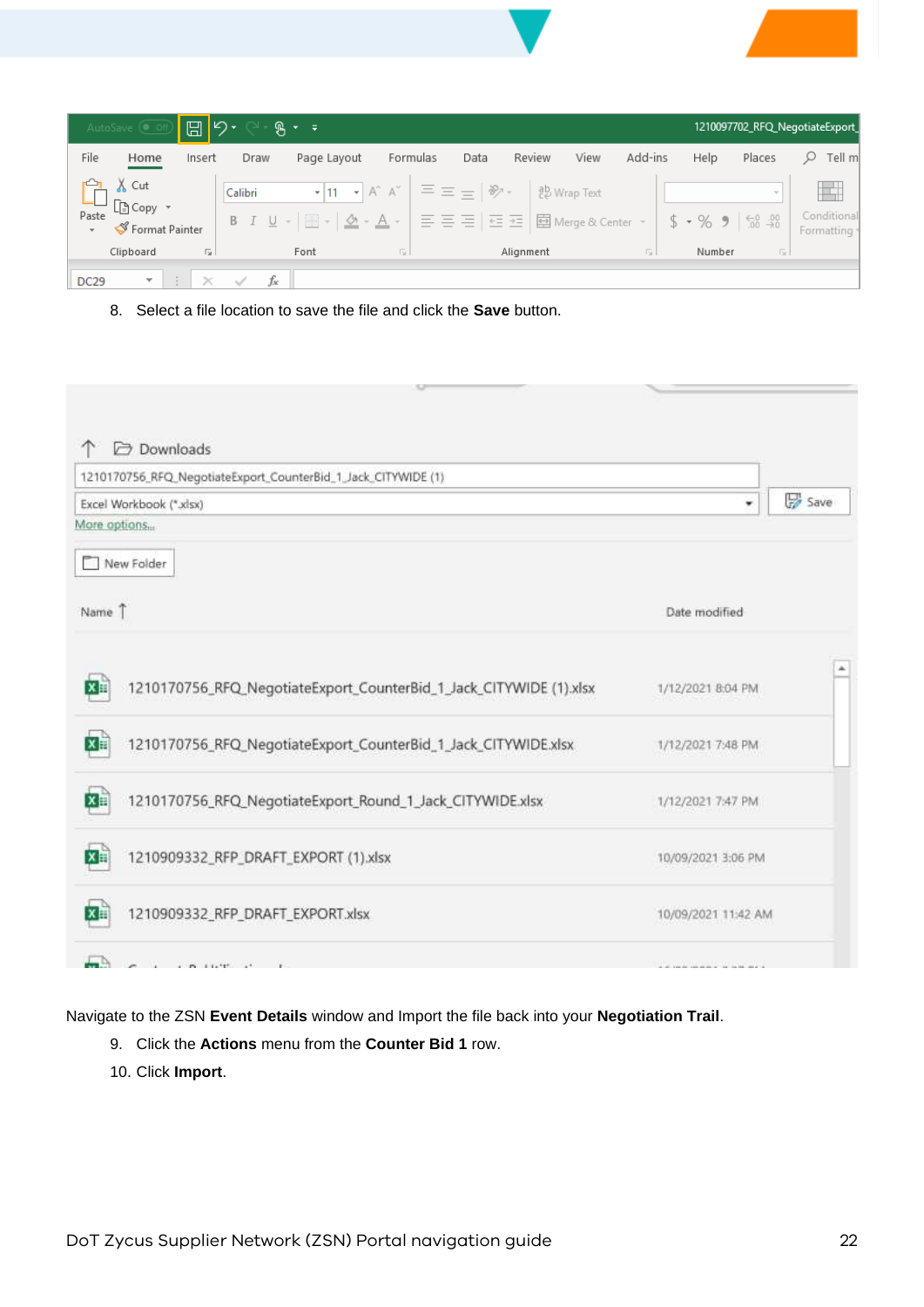8. Select a file location to save the file and click the **Save** button.

Navigate to the ZSN **Event Details** window and Import the file back into your **Negotiation Trail**.

9. Click the **Actions** menu from the **Counter Bid 1** row.
10. Click **Import**.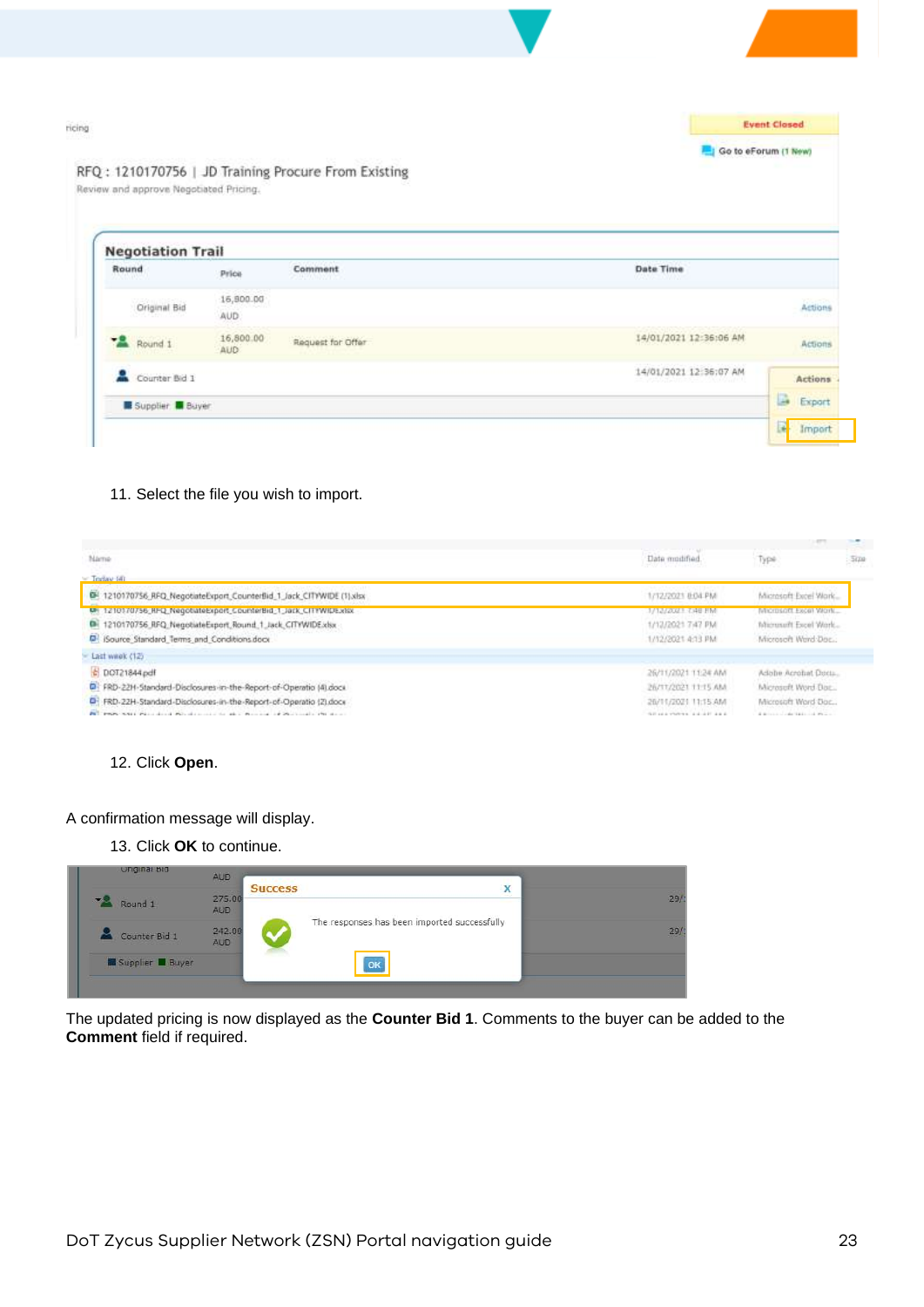11. Select the file you wish to import.

12. Click **Open**.

A confirmation message will display.

13. Click **OK** to continue.

The updated pricing is now displayed as the **Counter Bid 1**. Comments to the buyer can be added to the **Comment** field if required.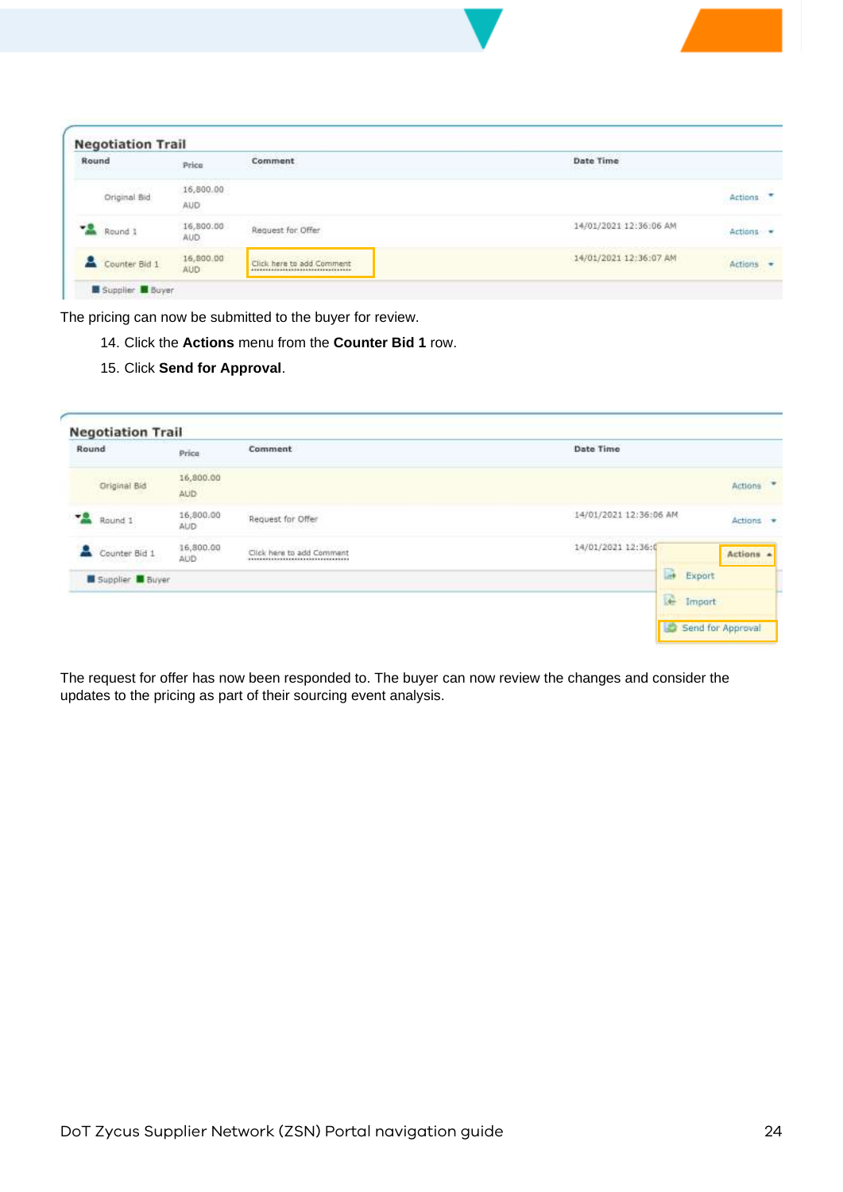**Negotiation Trail**

| Round | Price | Comment | Date Time | |
|---|---|---|---|---|
| Original Bid | 16,800.00 AUD | | | Actions |
| Round 1 | 16,800.00 AUD | Request for Offer | 14/01/2021 12:36:06 AM | Actions |
| Counter Bid 1 | 16,800.00 AUD | Click here to add Comment | 14/01/2021 12:36:07 AM | Actions |

Supplier Buyer

The pricing can now be submitted to the buyer for review.

14. Click the **Actions** menu from the **Counter Bid 1** row.
15. Click **Send for Approval**.

**Negotiation Trail**

| Round | Price | Comment | Date Time | |
|---|---|---|---|---|
| Original Bid | 16,800.00 AUD | | | Actions |
| Round 1 | 16,800.00 AUD | Request for Offer | 14/01/2021 12:36:06 AM | Actions |
| Counter Bid 1 | 16,800.00 AUD | Click here to add Comment | 14/01/2021 12:36:( | Actions |

Supplier Buyer

Export
Import
Send for Approval

The request for offer has now been responded to. The buyer can now review the changes and consider the updates to the pricing as part of their sourcing event analysis.